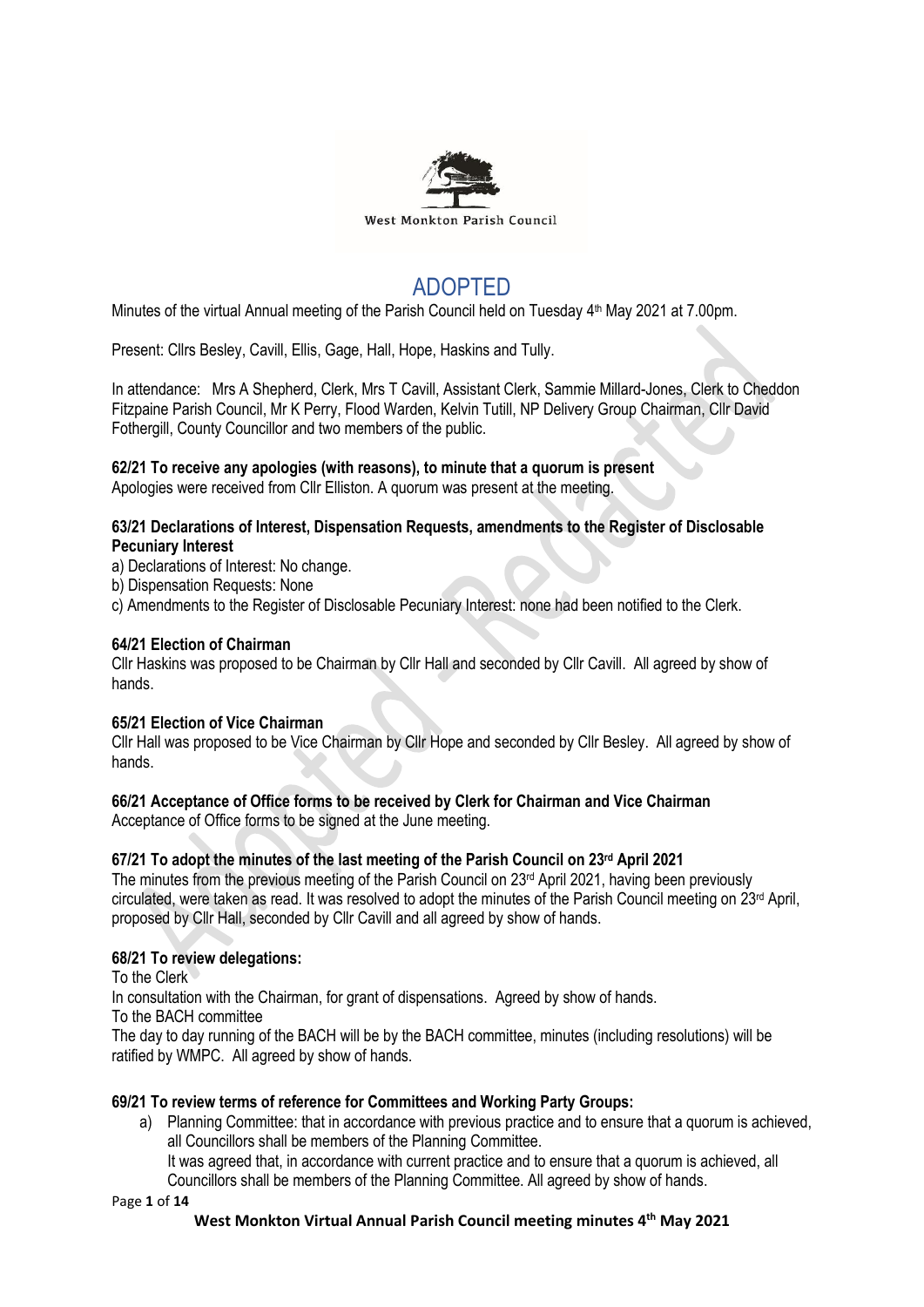West Monkton Parish Council

# ADOPTED

Minutes of the virtual Annual meeting of the Parish Council held on Tuesday 4th May 2021 at 7.00pm.

Present: Cllrs Besley, Cavill, Ellis, Gage, Hall, Hope, Haskins and Tully.

In attendance: Mrs A Shepherd, Clerk, Mrs T Cavill, Assistant Clerk, Sammie Millard-Jones, Clerk to Cheddon Fitzpaine Parish Council, Mr K Perry, Flood Warden, Kelvin Tutill, NP Delivery Group Chairman, Cllr David Fothergill, County Councillor and two members of the public.

**62/21 To receive any apologies (with reasons), to minute that a quorum is present**

Apologies were received from Cllr Elliston. A quorum was present at the meeting.

**63/21 Declarations of Interest, Dispensation Requests, amendments to the Register of Disclosable Pecuniary Interest**

a) Declarations of Interest: No change.
b) Dispensation Requests: None
c) Amendments to the Register of Disclosable Pecuniary Interest: none had been notified to the Clerk.

**64/21 Election of Chairman**

Cllr Haskins was proposed to be Chairman by Cllr Hall and seconded by Cllr Cavill. All agreed by show of hands.

**65/21 Election of Vice Chairman**

Cllr Hall was proposed to be Vice Chairman by Cllr Hope and seconded by Cllr Besley. All agreed by show of hands.

**66/21 Acceptance of Office forms to be received by Clerk for Chairman and Vice Chairman**

Acceptance of Office forms to be signed at the June meeting.

**67/21 To adopt the minutes of the last meeting of the Parish Council on 23rd April 2021**

The minutes from the previous meeting of the Parish Council on 23rd April 2021, having been previously circulated, were taken as read. It was resolved to adopt the minutes of the Parish Council meeting on 23rd April, proposed by Cllr Hall, seconded by Cllr Cavill and all agreed by show of hands.

**68/21 To review delegations:**

To the Clerk
In consultation with the Chairman, for grant of dispensations. Agreed by show of hands.
To the BACH committee
The day to day running of the BACH will be by the BACH committee, minutes (including resolutions) will be ratified by WMPC. All agreed by show of hands.

**69/21 To review terms of reference for Committees and Working Party Groups:**

a) Planning Committee: that in accordance with previous practice and to ensure that a quorum is achieved, all Councillors shall be members of the Planning Committee.
It was agreed that, in accordance with current practice and to ensure that a quorum is achieved, all Councillors shall be members of the Planning Committee. All agreed by show of hands.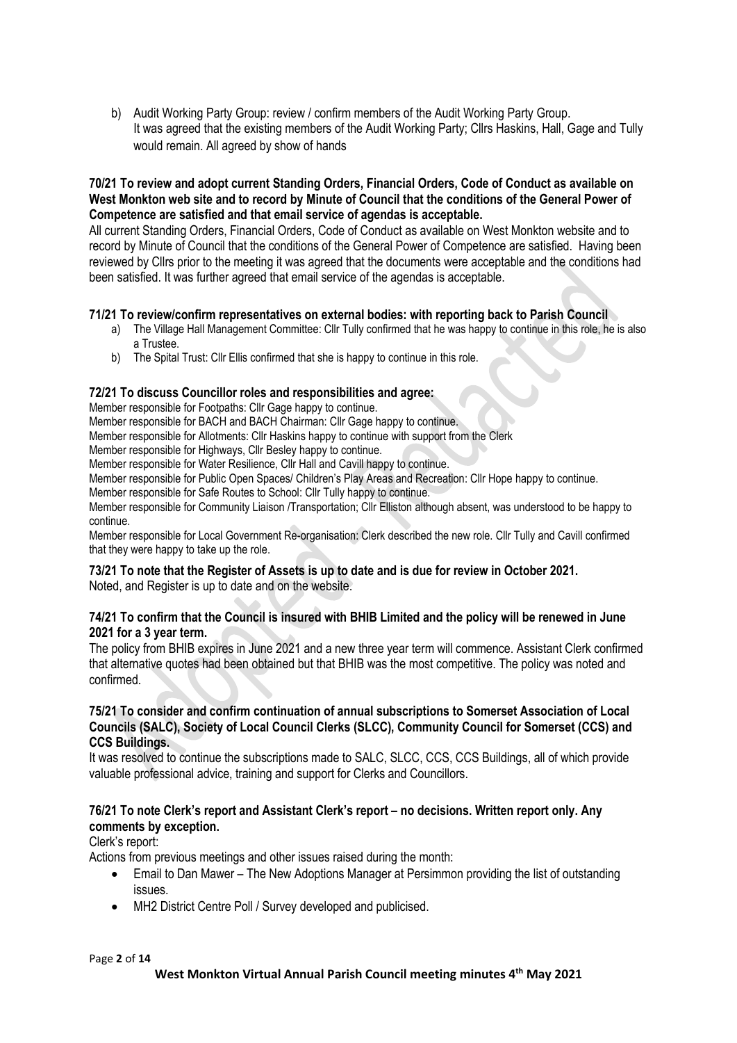b) Audit Working Party Group: review / confirm members of the Audit Working Party Group.
   It was agreed that the existing members of the Audit Working Party; Cllrs Haskins, Hall, Gage and Tully would remain. All agreed by show of hands

**70/21 To review and adopt current Standing Orders, Financial Orders, Code of Conduct as available on West Monkton web site and to record by Minute of Council that the conditions of the General Power of Competence are satisfied and that email service of agendas is acceptable.**

All current Standing Orders, Financial Orders, Code of Conduct as available on West Monkton website and to record by Minute of Council that the conditions of the General Power of Competence are satisfied. Having been reviewed by Cllrs prior to the meeting it was agreed that the documents were acceptable and the conditions had been satisfied. It was further agreed that email service of the agendas is acceptable.

**71/21 To review/confirm representatives on external bodies: with reporting back to Parish Council**

a) The Village Hall Management Committee: Cllr Tully confirmed that he was happy to continue in this role, he is also a Trustee.
b) The Spital Trust: Cllr Ellis confirmed that she is happy to continue in this role.

**72/21 To discuss Councillor roles and responsibilities and agree:**

Member responsible for Footpaths: Cllr Gage happy to continue.
Member responsible for BACH and BACH Chairman: Cllr Gage happy to continue.
Member responsible for Allotments: Cllr Haskins happy to continue with support from the Clerk
Member responsible for Highways, Cllr Besley happy to continue.
Member responsible for Water Resilience, Cllr Hall and Cavill happy to continue.
Member responsible for Public Open Spaces/ Children's Play Areas and Recreation: Cllr Hope happy to continue.
Member responsible for Safe Routes to School: Cllr Tully happy to continue.
Member responsible for Community Liaison /Transportation; Cllr Elliston although absent, was understood to be happy to continue.
Member responsible for Local Government Re-organisation: Clerk described the new role. Cllr Tully and Cavill confirmed that they were happy to take up the role.

**73/21 To note that the Register of Assets is up to date and is due for review in October 2021.**

Noted, and Register is up to date and on the website.

**74/21 To confirm that the Council is insured with BHIB Limited and the policy will be renewed in June 2021 for a 3 year term.**

The policy from BHIB expires in June 2021 and a new three year term will commence. Assistant Clerk confirmed that alternative quotes had been obtained but that BHIB was the most competitive. The policy was noted and confirmed.

**75/21 To consider and confirm continuation of annual subscriptions to Somerset Association of Local Councils (SALC), Society of Local Council Clerks (SLCC), Community Council for Somerset (CCS) and CCS Buildings.**

It was resolved to continue the subscriptions made to SALC, SLCC, CCS, CCS Buildings, all of which provide valuable professional advice, training and support for Clerks and Councillors.

**76/21 To note Clerk's report and Assistant Clerk's report – no decisions. Written report only. Any comments by exception.**

Clerk's report:

Actions from previous meetings and other issues raised during the month:

- Email to Dan Mawer – The New Adoptions Manager at Persimmon providing the list of outstanding issues.
- MH2 District Centre Poll / Survey developed and publicised.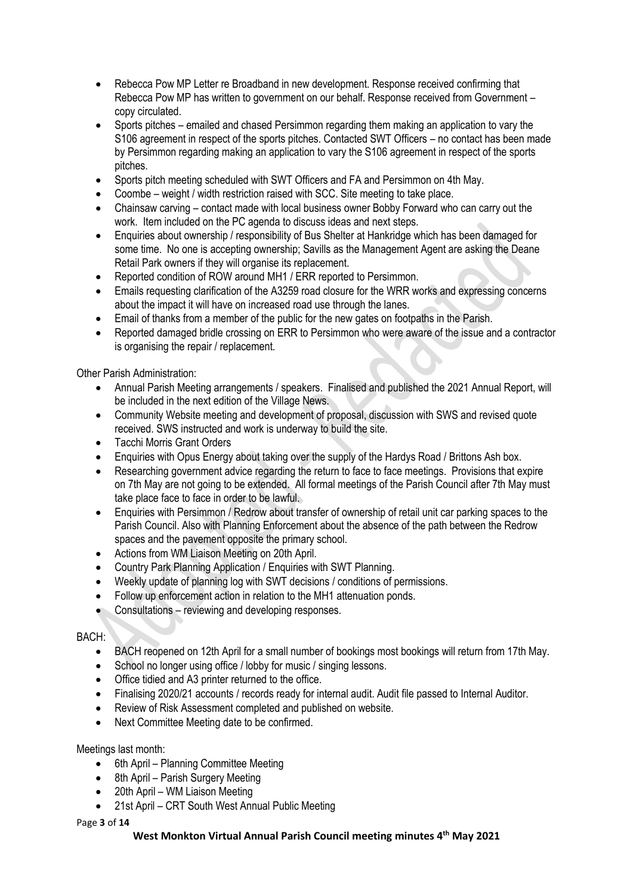- Rebecca Pow MP Letter re Broadband in new development. Response received confirming that Rebecca Pow MP has written to government on our behalf. Response received from Government – copy circulated.
- Sports pitches – emailed and chased Persimmon regarding them making an application to vary the S106 agreement in respect of the sports pitches. Contacted SWT Officers – no contact has been made by Persimmon regarding making an application to vary the S106 agreement in respect of the sports pitches.
- Sports pitch meeting scheduled with SWT Officers and FA and Persimmon on 4th May.
- Coombe – weight / width restriction raised with SCC. Site meeting to take place.
- Chainsaw carving – contact made with local business owner Bobby Forward who can carry out the work. Item included on the PC agenda to discuss ideas and next steps.
- Enquiries about ownership / responsibility of Bus Shelter at Hankridge which has been damaged for some time. No one is accepting ownership; Savills as the Management Agent are asking the Deane Retail Park owners if they will organise its replacement.
- Reported condition of ROW around MH1 / ERR reported to Persimmon.
- Emails requesting clarification of the A3259 road closure for the WRR works and expressing concerns about the impact it will have on increased road use through the lanes.
- Email of thanks from a member of the public for the new gates on footpaths in the Parish.
- Reported damaged bridle crossing on ERR to Persimmon who were aware of the issue and a contractor is organising the repair / replacement.

Other Parish Administration:

- Annual Parish Meeting arrangements / speakers. Finalised and published the 2021 Annual Report, will be included in the next edition of the Village News.
- Community Website meeting and development of proposal, discussion with SWS and revised quote received. SWS instructed and work is underway to build the site.
- Tacchi Morris Grant Orders
- Enquiries with Opus Energy about taking over the supply of the Hardys Road / Brittons Ash box.
- Researching government advice regarding the return to face to face meetings. Provisions that expire on 7th May are not going to be extended. All formal meetings of the Parish Council after 7th May must take place face to face in order to be lawful.
- Enquiries with Persimmon / Redrow about transfer of ownership of retail unit car parking spaces to the Parish Council. Also with Planning Enforcement about the absence of the path between the Redrow spaces and the pavement opposite the primary school.
- Actions from WM Liaison Meeting on 20th April.
- Country Park Planning Application / Enquiries with SWT Planning.
- Weekly update of planning log with SWT decisions / conditions of permissions.
- Follow up enforcement action in relation to the MH1 attenuation ponds.
- Consultations – reviewing and developing responses.

BACH:

- BACH reopened on 12th April for a small number of bookings most bookings will return from 17th May.
- School no longer using office / lobby for music / singing lessons.
- Office tidied and A3 printer returned to the office.
- Finalising 2020/21 accounts / records ready for internal audit. Audit file passed to Internal Auditor.
- Review of Risk Assessment completed and published on website.
- Next Committee Meeting date to be confirmed.

Meetings last month:

- 6th April – Planning Committee Meeting
- 8th April – Parish Surgery Meeting
- 20th April – WM Liaison Meeting
- 21st April – CRT South West Annual Public Meeting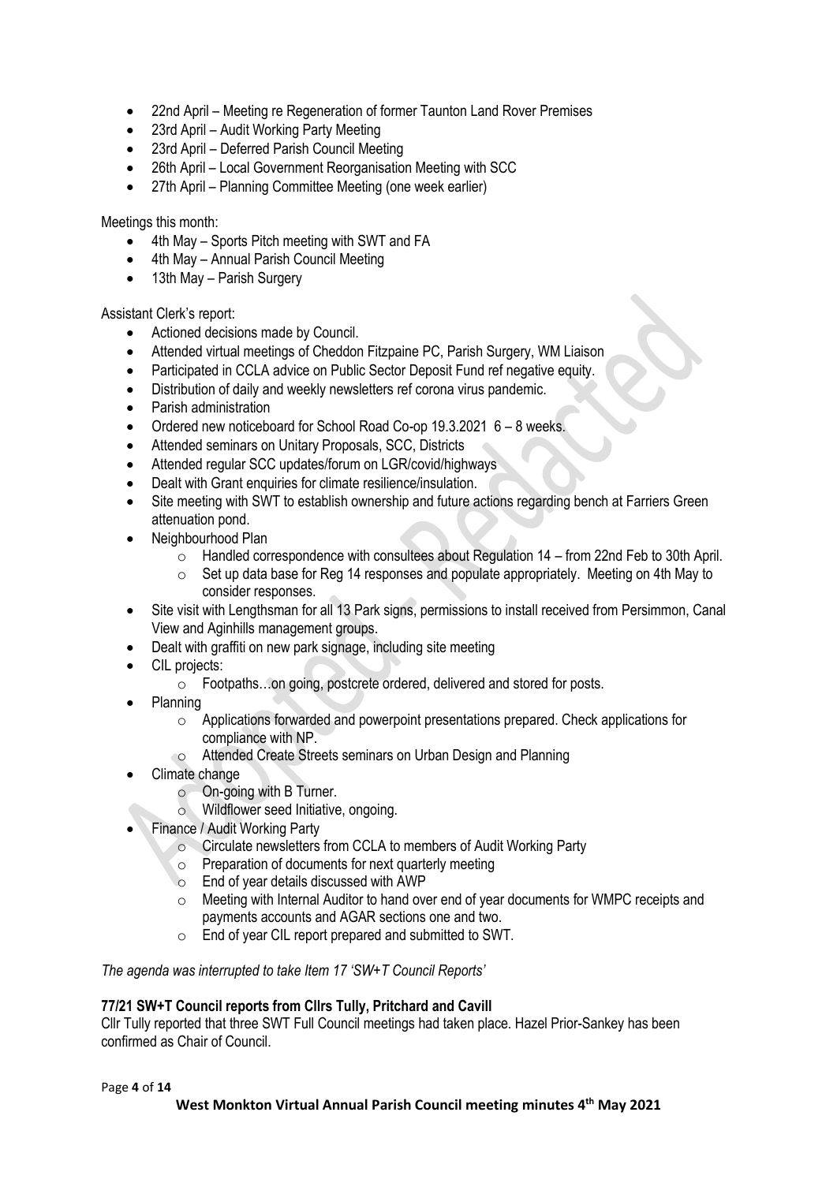- 22nd April – Meeting re Regeneration of former Taunton Land Rover Premises
- 23rd April – Audit Working Party Meeting
- 23rd April – Deferred Parish Council Meeting
- 26th April – Local Government Reorganisation Meeting with SCC
- 27th April – Planning Committee Meeting (one week earlier)

Meetings this month:

- 4th May – Sports Pitch meeting with SWT and FA
- 4th May – Annual Parish Council Meeting
- 13th May – Parish Surgery

Assistant Clerk's report:

- Actioned decisions made by Council.
- Attended virtual meetings of Cheddon Fitzpaine PC, Parish Surgery, WM Liaison
- Participated in CCLA advice on Public Sector Deposit Fund ref negative equity.
- Distribution of daily and weekly newsletters ref corona virus pandemic.
- Parish administration
- Ordered new noticeboard for School Road Co-op 19.3.2021 6 – 8 weeks.
- Attended seminars on Unitary Proposals, SCC, Districts
- Attended regular SCC updates/forum on LGR/covid/highways
- Dealt with Grant enquiries for climate resilience/insulation.
- Site meeting with SWT to establish ownership and future actions regarding bench at Farriers Green attenuation pond.
- Neighbourhood Plan
  - Handled correspondence with consultees about Regulation 14 – from 22nd Feb to 30th April.
  - Set up data base for Reg 14 responses and populate appropriately. Meeting on 4th May to consider responses.
- Site visit with Lengthsman for all 13 Park signs, permissions to install received from Persimmon, Canal View and Aginhills management groups.
- Dealt with graffiti on new park signage, including site meeting
- CIL projects:
  - Footpaths…on going, postcrete ordered, delivered and stored for posts.
- Planning
  - Applications forwarded and powerpoint presentations prepared. Check applications for compliance with NP.
  - Attended Create Streets seminars on Urban Design and Planning
- Climate change
  - On-going with B Turner.
  - Wildflower seed Initiative, ongoing.
- Finance / Audit Working Party
  - Circulate newsletters from CCLA to members of Audit Working Party
  - Preparation of documents for next quarterly meeting
  - End of year details discussed with AWP
  - Meeting with Internal Auditor to hand over end of year documents for WMPC receipts and payments accounts and AGAR sections one and two.
  - End of year CIL report prepared and submitted to SWT.

*The agenda was interrupted to take Item 17 'SW+T Council Reports'*

**77/21 SW+T Council reports from Cllrs Tully, Pritchard and Cavill**

Cllr Tully reported that three SWT Full Council meetings had taken place. Hazel Prior-Sankey has been confirmed as Chair of Council.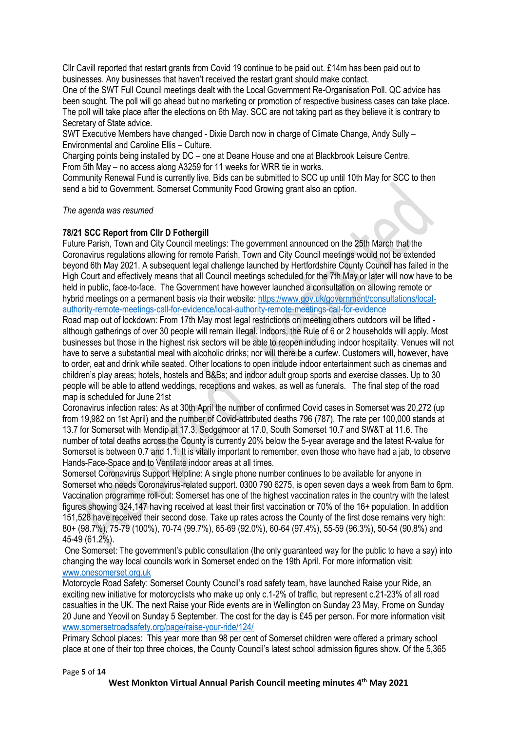Cllr Cavill reported that restart grants from Covid 19 continue to be paid out. £14m has been paid out to businesses. Any businesses that haven't received the restart grant should make contact.
One of the SWT Full Council meetings dealt with the Local Government Re-Organisation Poll. QC advice has been sought. The poll will go ahead but no marketing or promotion of respective business cases can take place. The poll will take place after the elections on 6th May. SCC are not taking part as they believe it is contrary to Secretary of State advice.
SWT Executive Members have changed - Dixie Darch now in charge of Climate Change, Andy Sully – Environmental and Caroline Ellis – Culture.
Charging points being installed by DC – one at Deane House and one at Blackbrook Leisure Centre.
From 5th May – no access along A3259 for 11 weeks for WRR tie in works.
Community Renewal Fund is currently live. Bids can be submitted to SCC up until 10th May for SCC to then send a bid to Government. Somerset Community Food Growing grant also an option.

*The agenda was resumed*

**78/21 SCC Report from Cllr D Fothergill**

Future Parish, Town and City Council meetings: The government announced on the 25th March that the Coronavirus regulations allowing for remote Parish, Town and City Council meetings would not be extended beyond 6th May 2021. A subsequent legal challenge launched by Hertfordshire County Council has failed in the High Court and effectively means that all Council meetings scheduled for the 7th May or later will now have to be held in public, face-to-face. The Government have however launched a consultation on allowing remote or hybrid meetings on a permanent basis via their website: https://www.gov.uk/government/consultations/local-authority-remote-meetings-call-for-evidence/local-authority-remote-meetings-call-for-evidence
Road map out of lockdown: From 17th May most legal restrictions on meeting others outdoors will be lifted - although gatherings of over 30 people will remain illegal. Indoors, the Rule of 6 or 2 households will apply. Most businesses but those in the highest risk sectors will be able to reopen including indoor hospitality. Venues will not have to serve a substantial meal with alcoholic drinks; nor will there be a curfew. Customers will, however, have to order, eat and drink while seated. Other locations to open include indoor entertainment such as cinemas and children's play areas; hotels, hostels and B&Bs; and indoor adult group sports and exercise classes. Up to 30 people will be able to attend weddings, receptions and wakes, as well as funerals. The final step of the road map is scheduled for June 21st
Coronavirus infection rates: As at 30th April the number of confirmed Covid cases in Somerset was 20,272 (up from 19,982 on 1st April) and the number of Covid-attributed deaths 796 (787). The rate per 100,000 stands at 13.7 for Somerset with Mendip at 17.3, Sedgemoor at 17.0, South Somerset 10.7 and SW&T at 11.6. The number of total deaths across the County is currently 20% below the 5-year average and the latest R-value for Somerset is between 0.7 and 1.1. It is vitally important to remember, even those who have had a jab, to observe Hands-Face-Space and to Ventilate indoor areas at all times.
Somerset Coronavirus Support Helpline: A single phone number continues to be available for anyone in Somerset who needs Coronavirus-related support. 0300 790 6275, is open seven days a week from 8am to 6pm.
Vaccination programme roll-out: Somerset has one of the highest vaccination rates in the country with the latest figures showing 324,147 having received at least their first vaccination or 70% of the 16+ population. In addition 151,528 have received their second dose. Take up rates across the County of the first dose remains very high: 80+ (98.7%), 75-79 (100%), 70-74 (99.7%), 65-69 (92.0%), 60-64 (97.4%), 55-59 (96.3%), 50-54 (90.8%) and 45-49 (61.2%).
One Somerset: The government's public consultation (the only guaranteed way for the public to have a say) into changing the way local councils work in Somerset ended on the 19th April. For more information visit: www.onesomerset.org.uk
Motorcycle Road Safety: Somerset County Council's road safety team, have launched Raise your Ride, an exciting new initiative for motorcyclists who make up only c.1-2% of traffic, but represent c.21-23% of all road casualties in the UK. The next Raise your Ride events are in Wellington on Sunday 23 May, Frome on Sunday 20 June and Yeovil on Sunday 5 September. The cost for the day is £45 per person. For more information visit www.somersetroadsafety.org/page/raise-your-ride/124/
Primary School places: This year more than 98 per cent of Somerset children were offered a primary school place at one of their top three choices, the County Council's latest school admission figures show. Of the 5,365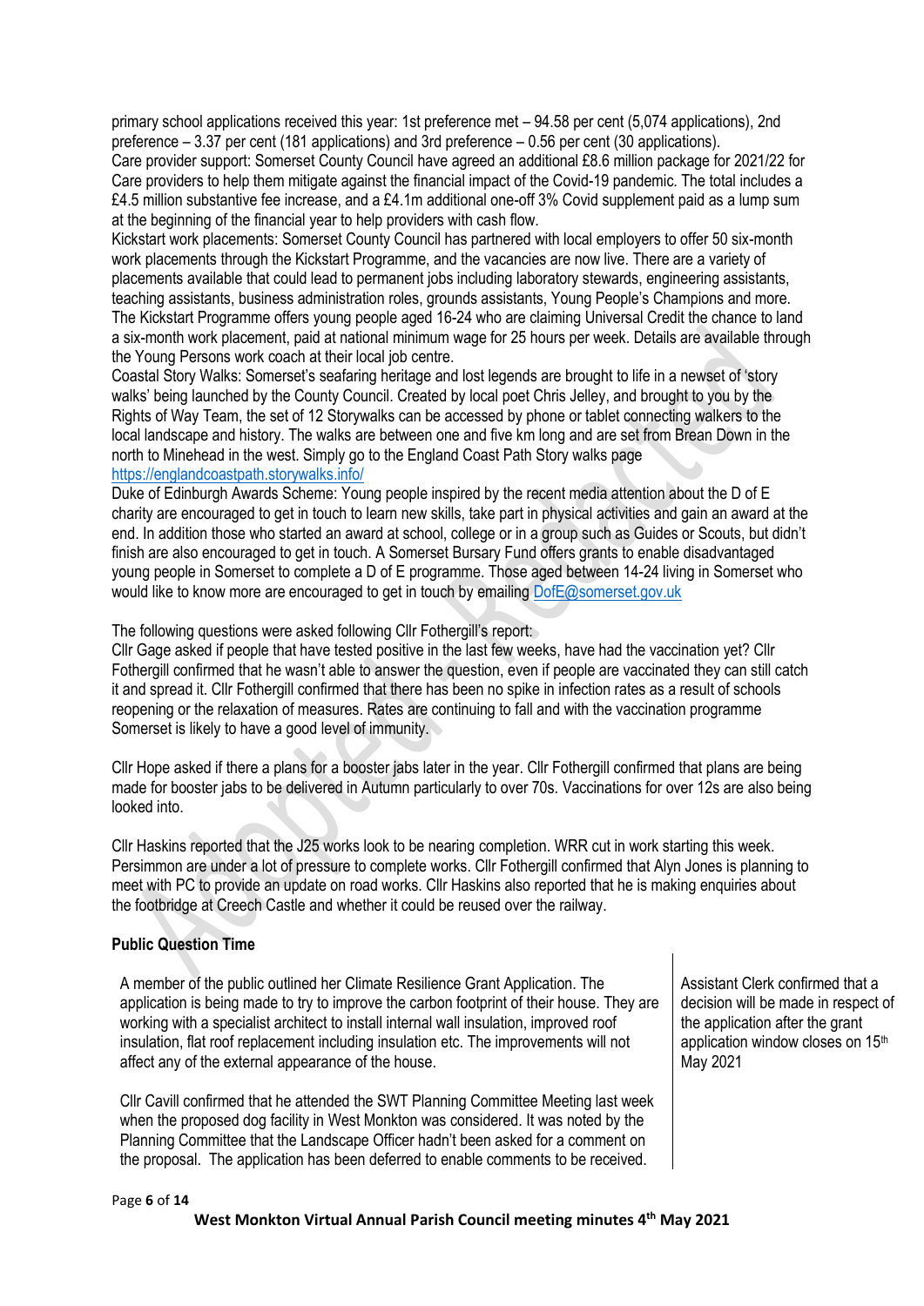primary school applications received this year: 1st preference met – 94.58 per cent (5,074 applications), 2nd preference – 3.37 per cent (181 applications) and 3rd preference – 0.56 per cent (30 applications).
Care provider support: Somerset County Council have agreed an additional £8.6 million package for 2021/22 for Care providers to help them mitigate against the financial impact of the Covid-19 pandemic. The total includes a £4.5 million substantive fee increase, and a £4.1m additional one-off 3% Covid supplement paid as a lump sum at the beginning of the financial year to help providers with cash flow.
Kickstart work placements: Somerset County Council has partnered with local employers to offer 50 six-month work placements through the Kickstart Programme, and the vacancies are now live. There are a variety of placements available that could lead to permanent jobs including laboratory stewards, engineering assistants, teaching assistants, business administration roles, grounds assistants, Young People's Champions and more. The Kickstart Programme offers young people aged 16-24 who are claiming Universal Credit the chance to land a six-month work placement, paid at national minimum wage for 25 hours per week. Details are available through the Young Persons work coach at their local job centre.
Coastal Story Walks: Somerset's seafaring heritage and lost legends are brought to life in a newset of 'story walks' being launched by the County Council. Created by local poet Chris Jelley, and brought to you by the Rights of Way Team, the set of 12 Storywalks can be accessed by phone or tablet connecting walkers to the local landscape and history. The walks are between one and five km long and are set from Brean Down in the north to Minehead in the west. Simply go to the England Coast Path Story walks page https://englandcoastpath.storywalks.info/
Duke of Edinburgh Awards Scheme: Young people inspired by the recent media attention about the D of E charity are encouraged to get in touch to learn new skills, take part in physical activities and gain an award at the end. In addition those who started an award at school, college or in a group such as Guides or Scouts, but didn't finish are also encouraged to get in touch. A Somerset Bursary Fund offers grants to enable disadvantaged young people in Somerset to complete a D of E programme. Those aged between 14-24 living in Somerset who would like to know more are encouraged to get in touch by emailing DofE@somerset.gov.uk

The following questions were asked following Cllr Fothergill's report:
Cllr Gage asked if people that have tested positive in the last few weeks, have had the vaccination yet? Cllr Fothergill confirmed that he wasn't able to answer the question, even if people are vaccinated they can still catch it and spread it. Cllr Fothergill confirmed that there has been no spike in infection rates as a result of schools reopening or the relaxation of measures. Rates are continuing to fall and with the vaccination programme Somerset is likely to have a good level of immunity.

Cllr Hope asked if there a plans for a booster jabs later in the year. Cllr Fothergill confirmed that plans are being made for booster jabs to be delivered in Autumn particularly to over 70s. Vaccinations for over 12s are also being looked into.

Cllr Haskins reported that the J25 works look to be nearing completion. WRR cut in work starting this week. Persimmon are under a lot of pressure to complete works. Cllr Fothergill confirmed that Alyn Jones is planning to meet with PC to provide an update on road works. Cllr Haskins also reported that he is making enquiries about the footbridge at Creech Castle and whether it could be reused over the railway.

**Public Question Time**

| | |
|---|---|
| A member of the public outlined her Climate Resilience Grant Application. The application is being made to try to improve the carbon footprint of their house. They are working with a specialist architect to install internal wall insulation, improved roof insulation, flat roof replacement including insulation etc. The improvements will not affect any of the external appearance of the house. | Assistant Clerk confirmed that a decision will be made in respect of the application after the grant application window closes on 15th May 2021 |
| Cllr Cavill confirmed that he attended the SWT Planning Committee Meeting last week when the proposed dog facility in West Monkton was considered. It was noted by the Planning Committee that the Landscape Officer hadn't been asked for a comment on the proposal. The application has been deferred to enable comments to be received. | |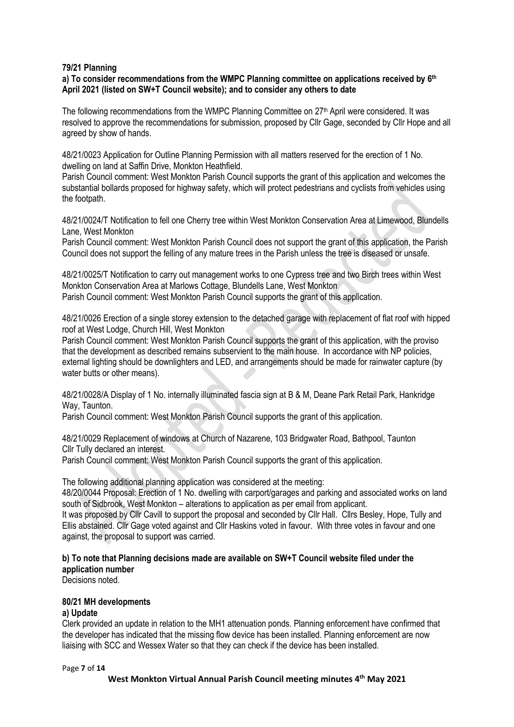**79/21 Planning**

**a) To consider recommendations from the WMPC Planning committee on applications received by 6th April 2021 (listed on SW+T Council website); and to consider any others to date**

The following recommendations from the WMPC Planning Committee on 27th April were considered. It was resolved to approve the recommendations for submission, proposed by Cllr Gage, seconded by Cllr Hope and all agreed by show of hands.

48/21/0023 Application for Outline Planning Permission with all matters reserved for the erection of 1 No. dwelling on land at Saffin Drive, Monkton Heathfield.
Parish Council comment: West Monkton Parish Council supports the grant of this application and welcomes the substantial bollards proposed for highway safety, which will protect pedestrians and cyclists from vehicles using the footpath.

48/21/0024/T Notification to fell one Cherry tree within West Monkton Conservation Area at Limewood, Blundells Lane, West Monkton
Parish Council comment: West Monkton Parish Council does not support the grant of this application, the Parish Council does not support the felling of any mature trees in the Parish unless the tree is diseased or unsafe.

48/21/0025/T Notification to carry out management works to one Cypress tree and two Birch trees within West Monkton Conservation Area at Marlows Cottage, Blundells Lane, West Monkton
Parish Council comment: West Monkton Parish Council supports the grant of this application.

48/21/0026 Erection of a single storey extension to the detached garage with replacement of flat roof with hipped roof at West Lodge, Church Hill, West Monkton
Parish Council comment: West Monkton Parish Council supports the grant of this application, with the proviso that the development as described remains subservient to the main house. In accordance with NP policies, external lighting should be downlighters and LED, and arrangements should be made for rainwater capture (by water butts or other means).

48/21/0028/A Display of 1 No. internally illuminated fascia sign at B & M, Deane Park Retail Park, Hankridge Way, Taunton.
Parish Council comment: West Monkton Parish Council supports the grant of this application.

48/21/0029 Replacement of windows at Church of Nazarene, 103 Bridgwater Road, Bathpool, Taunton
Cllr Tully declared an interest.
Parish Council comment: West Monkton Parish Council supports the grant of this application.

The following additional planning application was considered at the meeting:
48/20/0044 Proposal: Erection of 1 No. dwelling with carport/garages and parking and associated works on land south of Sidbrook, West Monkton – alterations to application as per email from applicant.
It was proposed by Cllr Cavill to support the proposal and seconded by Cllr Hall. Cllrs Besley, Hope, Tully and Ellis abstained. Cllr Gage voted against and Cllr Haskins voted in favour. With three votes in favour and one against, the proposal to support was carried.

**b) To note that Planning decisions made are available on SW+T Council website filed under the application number**
Decisions noted.

**80/21 MH developments**

**a) Update**
Clerk provided an update in relation to the MH1 attenuation ponds. Planning enforcement have confirmed that the developer has indicated that the missing flow device has been installed. Planning enforcement are now liaising with SCC and Wessex Water so that they can check if the device has been installed.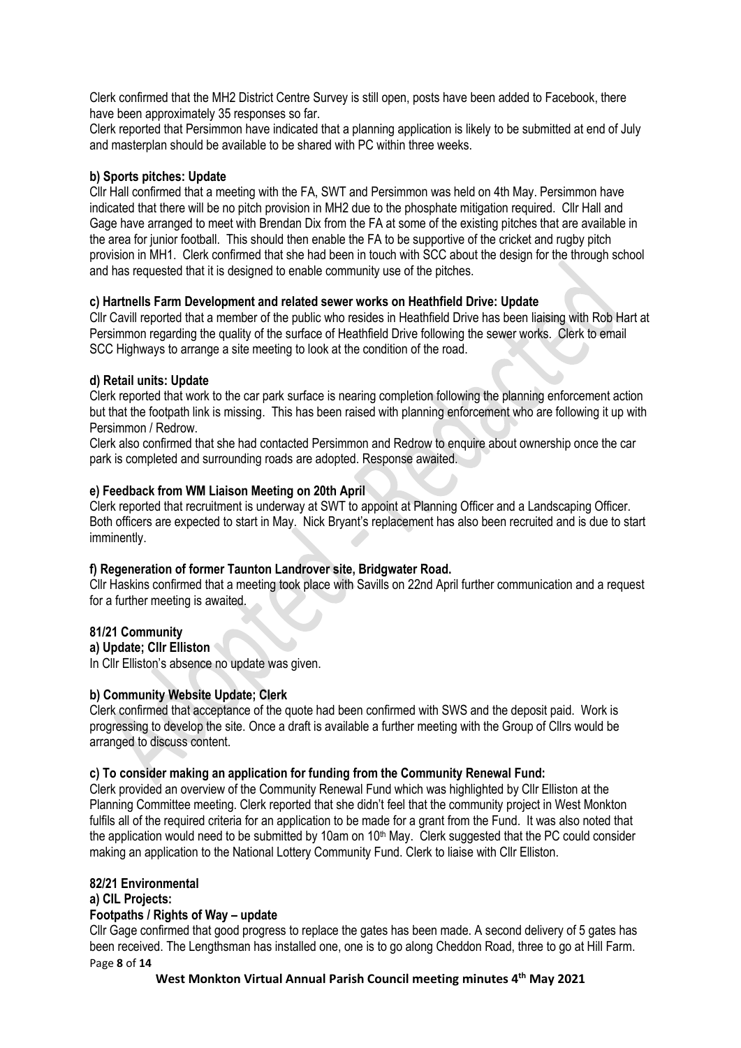Clerk confirmed that the MH2 District Centre Survey is still open, posts have been added to Facebook, there have been approximately 35 responses so far.

Clerk reported that Persimmon have indicated that a planning application is likely to be submitted at end of July and masterplan should be available to be shared with PC within three weeks.

**b) Sports pitches: Update**

Cllr Hall confirmed that a meeting with the FA, SWT and Persimmon was held on 4th May. Persimmon have indicated that there will be no pitch provision in MH2 due to the phosphate mitigation required. Cllr Hall and Gage have arranged to meet with Brendan Dix from the FA at some of the existing pitches that are available in the area for junior football. This should then enable the FA to be supportive of the cricket and rugby pitch provision in MH1. Clerk confirmed that she had been in touch with SCC about the design for the through school and has requested that it is designed to enable community use of the pitches.

**c) Hartnells Farm Development and related sewer works on Heathfield Drive: Update**

Cllr Cavill reported that a member of the public who resides in Heathfield Drive has been liaising with Rob Hart at Persimmon regarding the quality of the surface of Heathfield Drive following the sewer works. Clerk to email SCC Highways to arrange a site meeting to look at the condition of the road.

**d) Retail units: Update**

Clerk reported that work to the car park surface is nearing completion following the planning enforcement action but that the footpath link is missing. This has been raised with planning enforcement who are following it up with Persimmon / Redrow.

Clerk also confirmed that she had contacted Persimmon and Redrow to enquire about ownership once the car park is completed and surrounding roads are adopted. Response awaited.

**e) Feedback from WM Liaison Meeting on 20th April**

Clerk reported that recruitment is underway at SWT to appoint at Planning Officer and a Landscaping Officer. Both officers are expected to start in May. Nick Bryant's replacement has also been recruited and is due to start imminently.

**f) Regeneration of former Taunton Landrover site, Bridgwater Road.**

Cllr Haskins confirmed that a meeting took place with Savills on 22nd April further communication and a request for a further meeting is awaited.

**81/21 Community**

**a) Update; Cllr Elliston**

In Cllr Elliston's absence no update was given.

**b) Community Website Update; Clerk**

Clerk confirmed that acceptance of the quote had been confirmed with SWS and the deposit paid. Work is progressing to develop the site. Once a draft is available a further meeting with the Group of Cllrs would be arranged to discuss content.

**c) To consider making an application for funding from the Community Renewal Fund:**

Clerk provided an overview of the Community Renewal Fund which was highlighted by Cllr Elliston at the Planning Committee meeting. Clerk reported that she didn't feel that the community project in West Monkton fulfils all of the required criteria for an application to be made for a grant from the Fund. It was also noted that the application would need to be submitted by 10am on 10th May. Clerk suggested that the PC could consider making an application to the National Lottery Community Fund. Clerk to liaise with Cllr Elliston.

**82/21 Environmental**

**a) CIL Projects:**

**Footpaths / Rights of Way – update**

Cllr Gage confirmed that good progress to replace the gates has been made. A second delivery of 5 gates has been received. The Lengthsman has installed one, one is to go along Cheddon Road, three to go at Hill Farm.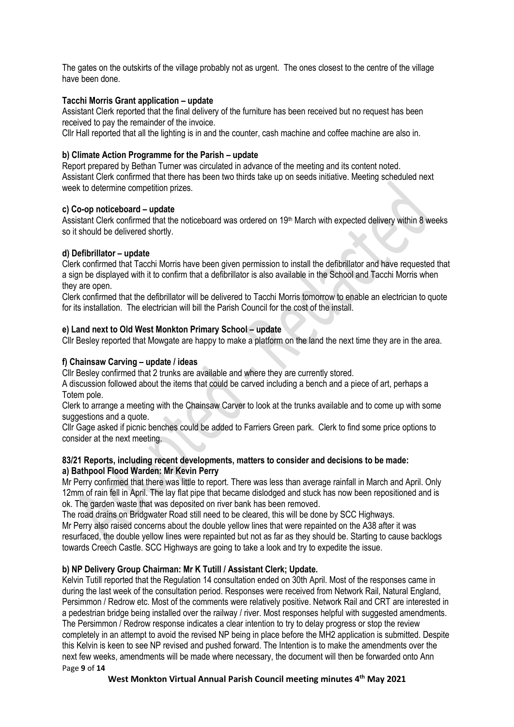The gates on the outskirts of the village probably not as urgent. The ones closest to the centre of the village have been done.

**Tacchi Morris Grant application – update**

Assistant Clerk reported that the final delivery of the furniture has been received but no request has been received to pay the remainder of the invoice.

Cllr Hall reported that all the lighting is in and the counter, cash machine and coffee machine are also in.

**b) Climate Action Programme for the Parish – update**

Report prepared by Bethan Turner was circulated in advance of the meeting and its content noted.

Assistant Clerk confirmed that there has been two thirds take up on seeds initiative. Meeting scheduled next week to determine competition prizes.

**c) Co-op noticeboard – update**

Assistant Clerk confirmed that the noticeboard was ordered on 19th March with expected delivery within 8 weeks so it should be delivered shortly.

**d) Defibrillator – update**

Clerk confirmed that Tacchi Morris have been given permission to install the defibrillator and have requested that a sign be displayed with it to confirm that a defibrillator is also available in the School and Tacchi Morris when they are open.

Clerk confirmed that the defibrillator will be delivered to Tacchi Morris tomorrow to enable an electrician to quote for its installation. The electrician will bill the Parish Council for the cost of the install.

**e) Land next to Old West Monkton Primary School – update**

Cllr Besley reported that Mowgate are happy to make a platform on the land the next time they are in the area.

**f) Chainsaw Carving – update / ideas**

Cllr Besley confirmed that 2 trunks are available and where they are currently stored.

A discussion followed about the items that could be carved including a bench and a piece of art, perhaps a Totem pole.

Clerk to arrange a meeting with the Chainsaw Carver to look at the trunks available and to come up with some suggestions and a quote.

Cllr Gage asked if picnic benches could be added to Farriers Green park. Clerk to find some price options to consider at the next meeting.

**83/21 Reports, including recent developments, matters to consider and decisions to be made:**
**a) Bathpool Flood Warden: Mr Kevin Perry**

Mr Perry confirmed that there was little to report. There was less than average rainfall in March and April. Only 12mm of rain fell in April. The lay flat pipe that became dislodged and stuck has now been repositioned and is ok. The garden waste that was deposited on river bank has been removed.

The road drains on Bridgwater Road still need to be cleared, this will be done by SCC Highways.

Mr Perry also raised concerns about the double yellow lines that were repainted on the A38 after it was resurfaced, the double yellow lines were repainted but not as far as they should be. Starting to cause backlogs towards Creech Castle. SCC Highways are going to take a look and try to expedite the issue.

**b) NP Delivery Group Chairman: Mr K Tutill / Assistant Clerk; Update.**

Kelvin Tutill reported that the Regulation 14 consultation ended on 30th April. Most of the responses came in during the last week of the consultation period. Responses were received from Network Rail, Natural England, Persimmon / Redrow etc. Most of the comments were relatively positive. Network Rail and CRT are interested in a pedestrian bridge being installed over the railway / river. Most responses helpful with suggested amendments. The Persimmon / Redrow response indicates a clear intention to try to delay progress or stop the review completely in an attempt to avoid the revised NP being in place before the MH2 application is submitted. Despite this Kelvin is keen to see NP revised and pushed forward. The Intention is to make the amendments over the next few weeks, amendments will be made where necessary, the document will then be forwarded onto Ann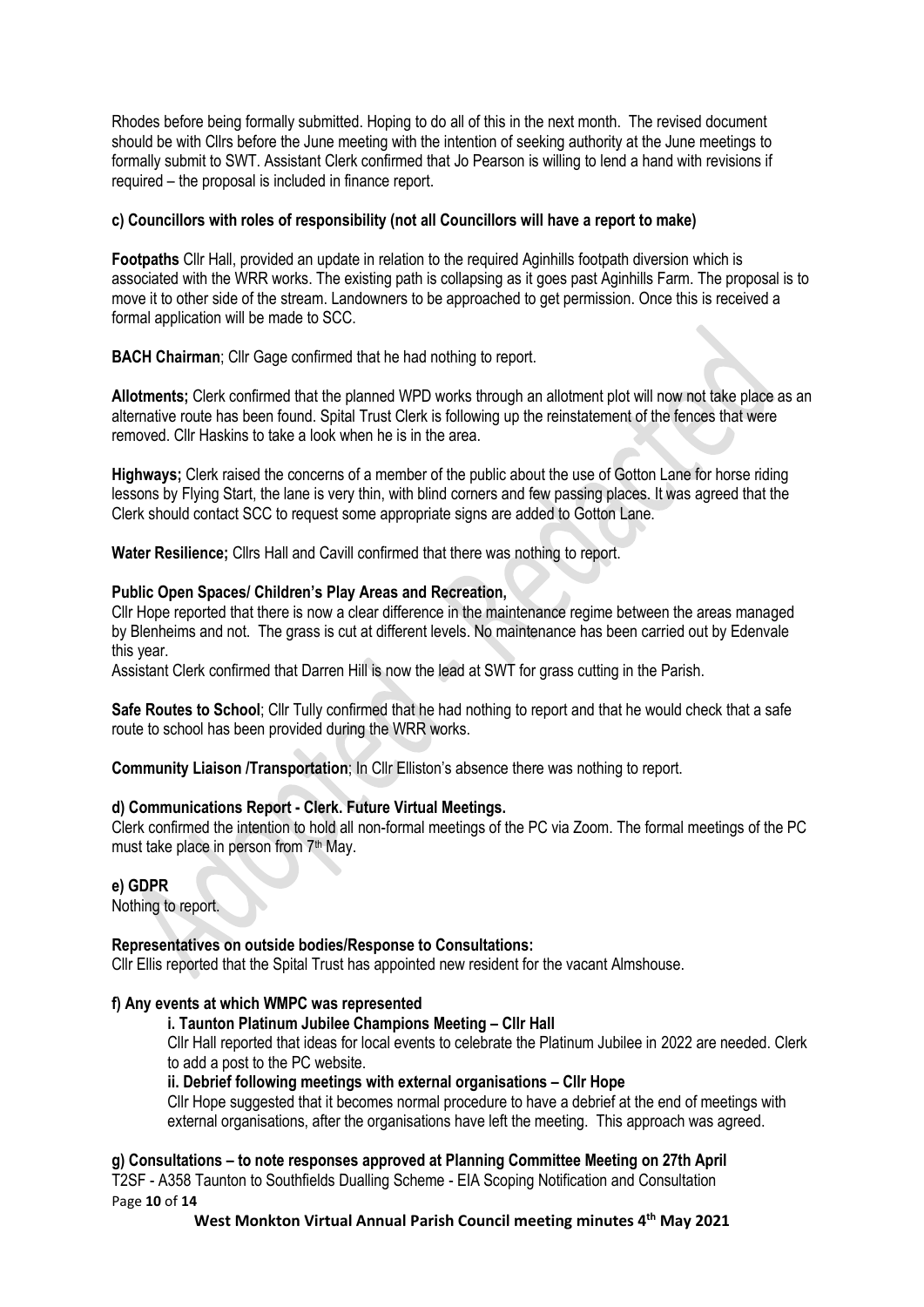Rhodes before being formally submitted. Hoping to do all of this in the next month. The revised document should be with Cllrs before the June meeting with the intention of seeking authority at the June meetings to formally submit to SWT. Assistant Clerk confirmed that Jo Pearson is willing to lend a hand with revisions if required – the proposal is included in finance report.

**c) Councillors with roles of responsibility (not all Councillors will have a report to make)**

**Footpaths** Cllr Hall, provided an update in relation to the required Aginhills footpath diversion which is associated with the WRR works. The existing path is collapsing as it goes past Aginhills Farm. The proposal is to move it to other side of the stream. Landowners to be approached to get permission. Once this is received a formal application will be made to SCC.

**BACH Chairman**; Cllr Gage confirmed that he had nothing to report.

**Allotments;** Clerk confirmed that the planned WPD works through an allotment plot will now not take place as an alternative route has been found. Spital Trust Clerk is following up the reinstatement of the fences that were removed. Cllr Haskins to take a look when he is in the area.

**Highways;** Clerk raised the concerns of a member of the public about the use of Gotton Lane for horse riding lessons by Flying Start, the lane is very thin, with blind corners and few passing places. It was agreed that the Clerk should contact SCC to request some appropriate signs are added to Gotton Lane.

**Water Resilience;** Cllrs Hall and Cavill confirmed that there was nothing to report.

**Public Open Spaces/ Children's Play Areas and Recreation,**

Cllr Hope reported that there is now a clear difference in the maintenance regime between the areas managed by Blenheims and not. The grass is cut at different levels. No maintenance has been carried out by Edenvale this year.

Assistant Clerk confirmed that Darren Hill is now the lead at SWT for grass cutting in the Parish.

**Safe Routes to School**; Cllr Tully confirmed that he had nothing to report and that he would check that a safe route to school has been provided during the WRR works.

**Community Liaison /Transportation**; In Cllr Elliston's absence there was nothing to report.

**d) Communications Report - Clerk. Future Virtual Meetings.**

Clerk confirmed the intention to hold all non-formal meetings of the PC via Zoom. The formal meetings of the PC must take place in person from 7th May.

**e) GDPR**

Nothing to report.

**Representatives on outside bodies/Response to Consultations:**

Cllr Ellis reported that the Spital Trust has appointed new resident for the vacant Almshouse.

**f) Any events at which WMPC was represented**

**i. Taunton Platinum Jubilee Champions Meeting – Cllr Hall**

Cllr Hall reported that ideas for local events to celebrate the Platinum Jubilee in 2022 are needed. Clerk to add a post to the PC website.

**ii. Debrief following meetings with external organisations – Cllr Hope**

Cllr Hope suggested that it becomes normal procedure to have a debrief at the end of meetings with external organisations, after the organisations have left the meeting. This approach was agreed.

**g) Consultations – to note responses approved at Planning Committee Meeting on 27th April**

T2SF - A358 Taunton to Southfields Dualling Scheme - EIA Scoping Notification and Consultation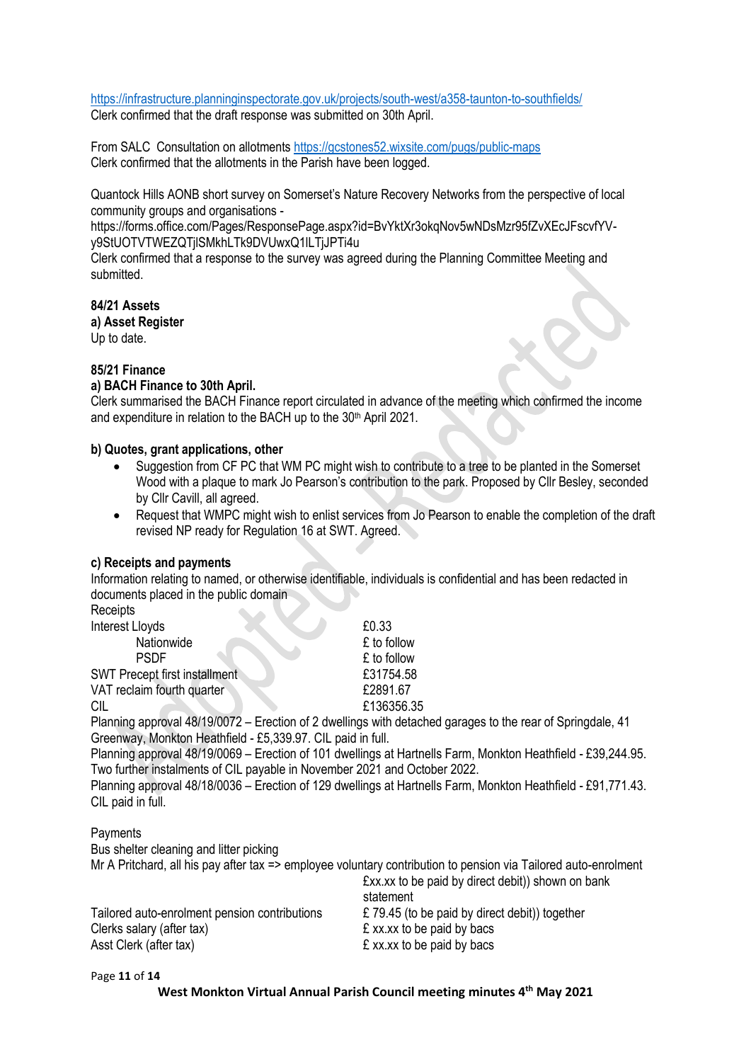https://infrastructure.planninginspectorate.gov.uk/projects/south-west/a358-taunton-to-southfields/
Clerk confirmed that the draft response was submitted on 30th April.

From SALC Consultation on allotments https://gcstones52.wixsite.com/pugs/public-maps
Clerk confirmed that the allotments in the Parish have been logged.

Quantock Hills AONB short survey on Somerset's Nature Recovery Networks from the perspective of local community groups and organisations - https://forms.office.com/Pages/ResponsePage.aspx?id=BvYktXr3okqNov5wNDsMzr95fZvXEcJFscvfYV-y9StUOTVTWEZQTjlSMkhLTk9DVUwxQ1lLTjJPTi4u
Clerk confirmed that a response to the survey was agreed during the Planning Committee Meeting and submitted.

**84/21 Assets**

**a) Asset Register**

Up to date.

**85/21 Finance**

**a) BACH Finance to 30th April.**

Clerk summarised the BACH Finance report circulated in advance of the meeting which confirmed the income and expenditure in relation to the BACH up to the 30th April 2021.

**b) Quotes, grant applications, other**

- Suggestion from CF PC that WM PC might wish to contribute to a tree to be planted in the Somerset Wood with a plaque to mark Jo Pearson's contribution to the park. Proposed by Cllr Besley, seconded by Cllr Cavill, all agreed.
- Request that WMPC might wish to enlist services from Jo Pearson to enable the completion of the draft revised NP ready for Regulation 16 at SWT. Agreed.

**c) Receipts and payments**

Information relating to named, or otherwise identifiable, individuals is confidential and has been redacted in documents placed in the public domain

Receipts

| | |
|---|---|
| Interest Lloyds | £0.33 |
| Nationwide | £ to follow |
| PSDF | £ to follow |
| SWT Precept first installment | £31754.58 |
| VAT reclaim fourth quarter | £2891.67 |
| CIL | £136356.35 |

Planning approval 48/19/0072 – Erection of 2 dwellings with detached garages to the rear of Springdale, 41 Greenway, Monkton Heathfield - £5,339.97. CIL paid in full.

Planning approval 48/19/0069 – Erection of 101 dwellings at Hartnells Farm, Monkton Heathfield - £39,244.95. Two further instalments of CIL payable in November 2021 and October 2022.

Planning approval 48/18/0036 – Erection of 129 dwellings at Hartnells Farm, Monkton Heathfield - £91,771.43. CIL paid in full.

Payments

Bus shelter cleaning and litter picking

Mr A Pritchard, all his pay after tax => employee voluntary contribution to pension via Tailored auto-enrolment

| | |
|---|---|
| | £xx.xx to be paid by direct debit)) shown on bank statement |
| Tailored auto-enrolment pension contributions | £ 79.45 (to be paid by direct debit)) together |
| Clerks salary (after tax) | £ xx.xx to be paid by bacs |
| Asst Clerk (after tax) | £ xx.xx to be paid by bacs |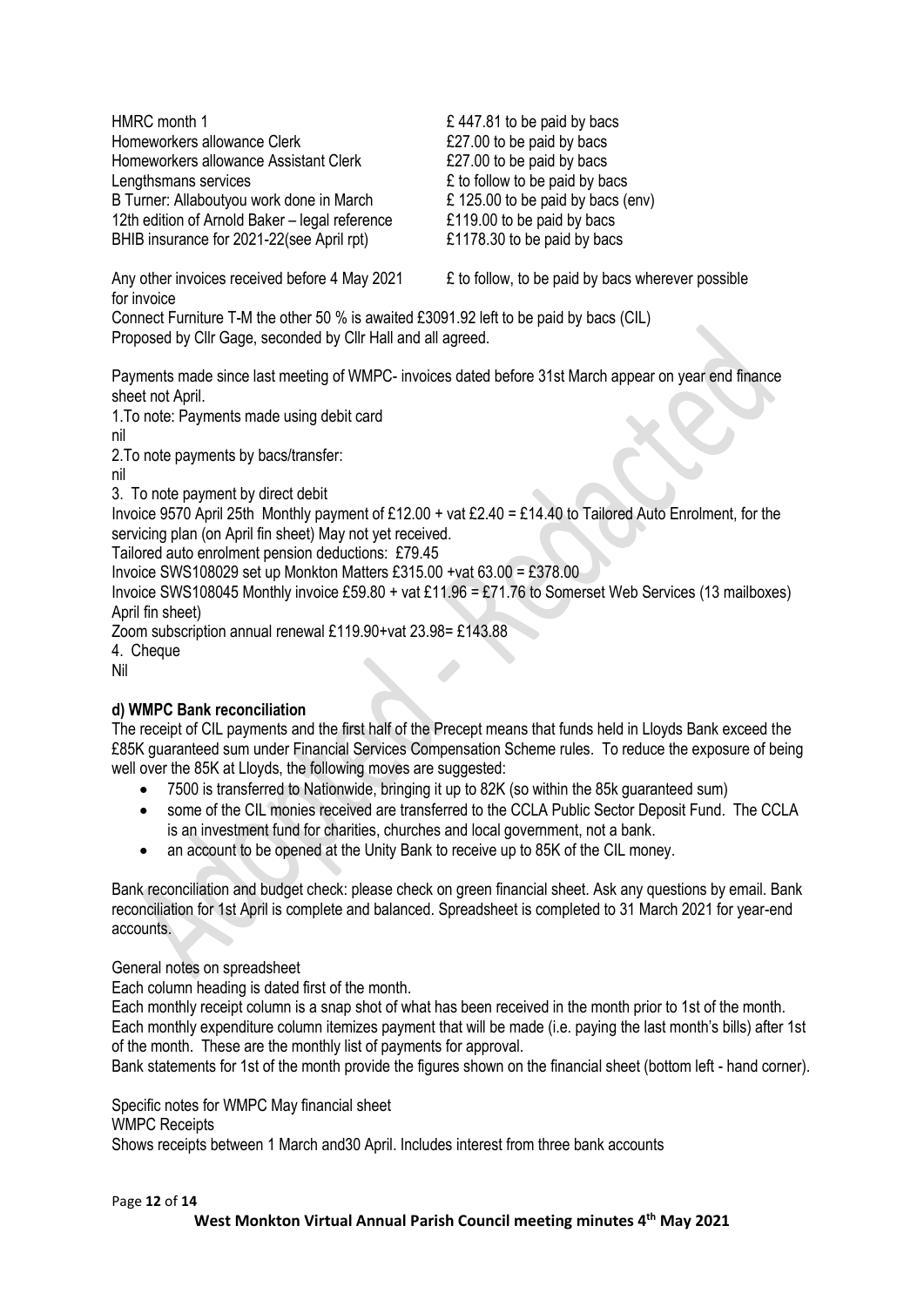| | |
|---|---|
| HMRC month 1 | £ 447.81 to be paid by bacs |
| Homeworkers allowance Clerk | £27.00 to be paid by bacs |
| Homeworkers allowance Assistant Clerk | £27.00 to be paid by bacs |
| Lengthsmans services | £ to follow to be paid by bacs |
| B Turner: Allaboutyou work done in March | £ 125.00 to be paid by bacs (env) |
| 12th edition of Arnold Baker – legal reference | £119.00 to be paid by bacs |
| BHIB insurance for 2021-22(see April rpt) | £1178.30 to be paid by bacs |
| Any other invoices received before 4 May 2021 for invoice | £ to follow, to be paid by bacs wherever possible |

Connect Furniture T-M the other 50 % is awaited £3091.92 left to be paid by bacs (CIL)
Proposed by Cllr Gage, seconded by Cllr Hall and all agreed.

Payments made since last meeting of WMPC- invoices dated before 31st March appear on year end finance sheet not April.

1.To note: Payments made using debit card
nil
2.To note payments by bacs/transfer:
nil
3. To note payment by direct debit
Invoice 9570 April 25th Monthly payment of £12.00 + vat £2.40 = £14.40 to Tailored Auto Enrolment, for the servicing plan (on April fin sheet) May not yet received.
Tailored auto enrolment pension deductions: £79.45
Invoice SWS108029 set up Monkton Matters £315.00 +vat 63.00 = £378.00
Invoice SWS108045 Monthly invoice £59.80 + vat £11.96 = £71.76 to Somerset Web Services (13 mailboxes) April fin sheet)
Zoom subscription annual renewal £119.90+vat 23.98= £143.88
4. Cheque
Nil

**d) WMPC Bank reconciliation**

The receipt of CIL payments and the first half of the Precept means that funds held in Lloyds Bank exceed the £85K guaranteed sum under Financial Services Compensation Scheme rules. To reduce the exposure of being well over the 85K at Lloyds, the following moves are suggested:

- 7500 is transferred to Nationwide, bringing it up to 82K (so within the 85k guaranteed sum)
- some of the CIL monies received are transferred to the CCLA Public Sector Deposit Fund. The CCLA is an investment fund for charities, churches and local government, not a bank.
- an account to be opened at the Unity Bank to receive up to 85K of the CIL money.

Bank reconciliation and budget check: please check on green financial sheet. Ask any questions by email. Bank reconciliation for 1st April is complete and balanced. Spreadsheet is completed to 31 March 2021 for year-end accounts.

General notes on spreadsheet
Each column heading is dated first of the month.
Each monthly receipt column is a snap shot of what has been received in the month prior to 1st of the month.
Each monthly expenditure column itemizes payment that will be made (i.e. paying the last month's bills) after 1st of the month. These are the monthly list of payments for approval.
Bank statements for 1st of the month provide the figures shown on the financial sheet (bottom left - hand corner).

Specific notes for WMPC May financial sheet
WMPC Receipts
Shows receipts between 1 March and30 April. Includes interest from three bank accounts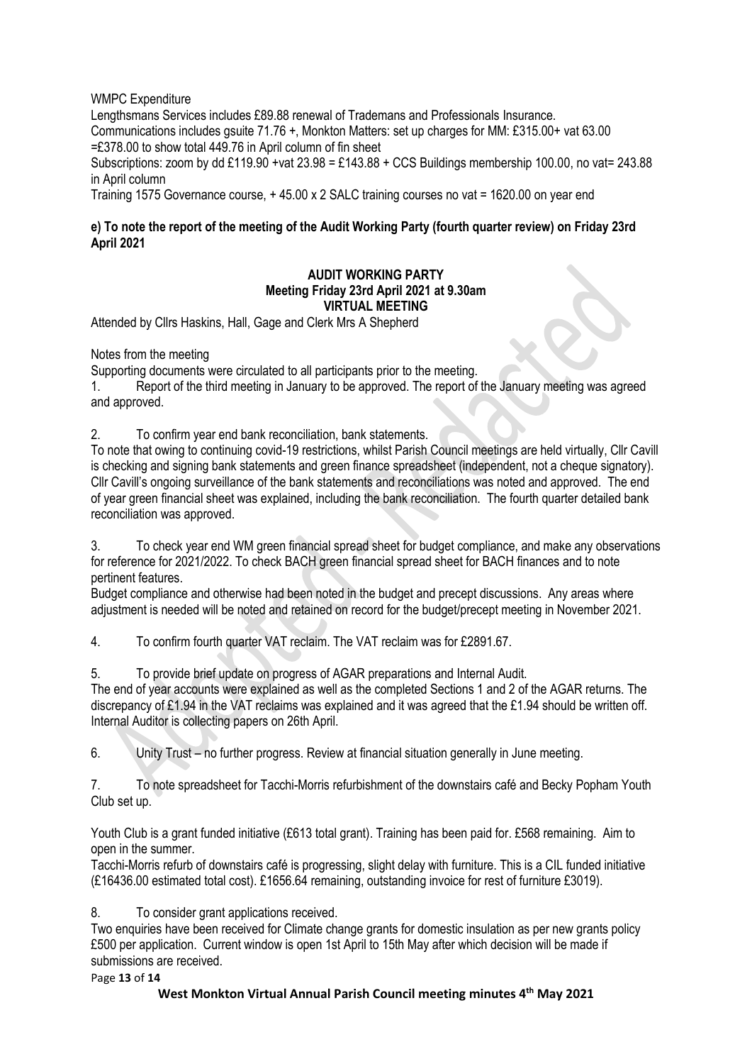WMPC Expenditure

Lengthsmans Services includes £89.88 renewal of Trademans and Professionals Insurance.

Communications includes gsuite 71.76 +, Monkton Matters: set up charges for MM: £315.00+ vat 63.00 =£378.00 to show total 449.76 in April column of fin sheet

Subscriptions: zoom by dd £119.90 +vat 23.98 = £143.88 + CCS Buildings membership 100.00, no vat= 243.88 in April column

Training 1575 Governance course, + 45.00 x 2 SALC training courses no vat = 1620.00 on year end

**e) To note the report of the meeting of the Audit Working Party (fourth quarter review) on Friday 23rd April 2021**

**AUDIT WORKING PARTY**
**Meeting Friday 23rd April 2021 at 9.30am**
**VIRTUAL MEETING**

Attended by Cllrs Haskins, Hall, Gage and Clerk Mrs A Shepherd

Notes from the meeting

Supporting documents were circulated to all participants prior to the meeting.

1. Report of the third meeting in January to be approved. The report of the January meeting was agreed and approved.

2. To confirm year end bank reconciliation, bank statements.

To note that owing to continuing covid-19 restrictions, whilst Parish Council meetings are held virtually, Cllr Cavill is checking and signing bank statements and green finance spreadsheet (independent, not a cheque signatory). Cllr Cavill's ongoing surveillance of the bank statements and reconciliations was noted and approved. The end of year green financial sheet was explained, including the bank reconciliation. The fourth quarter detailed bank reconciliation was approved.

3. To check year end WM green financial spread sheet for budget compliance, and make any observations for reference for 2021/2022. To check BACH green financial spread sheet for BACH finances and to note pertinent features.

Budget compliance and otherwise had been noted in the budget and precept discussions. Any areas where adjustment is needed will be noted and retained on record for the budget/precept meeting in November 2021.

4. To confirm fourth quarter VAT reclaim. The VAT reclaim was for £2891.67.

5. To provide brief update on progress of AGAR preparations and Internal Audit.

The end of year accounts were explained as well as the completed Sections 1 and 2 of the AGAR returns. The discrepancy of £1.94 in the VAT reclaims was explained and it was agreed that the £1.94 should be written off. Internal Auditor is collecting papers on 26th April.

6. Unity Trust – no further progress. Review at financial situation generally in June meeting.

7. To note spreadsheet for Tacchi-Morris refurbishment of the downstairs café and Becky Popham Youth Club set up.

Youth Club is a grant funded initiative (£613 total grant). Training has been paid for. £568 remaining. Aim to open in the summer.

Tacchi-Morris refurb of downstairs café is progressing, slight delay with furniture. This is a CIL funded initiative (£16436.00 estimated total cost). £1656.64 remaining, outstanding invoice for rest of furniture £3019).

8. To consider grant applications received.

Two enquiries have been received for Climate change grants for domestic insulation as per new grants policy £500 per application. Current window is open 1st April to 15th May after which decision will be made if submissions are received.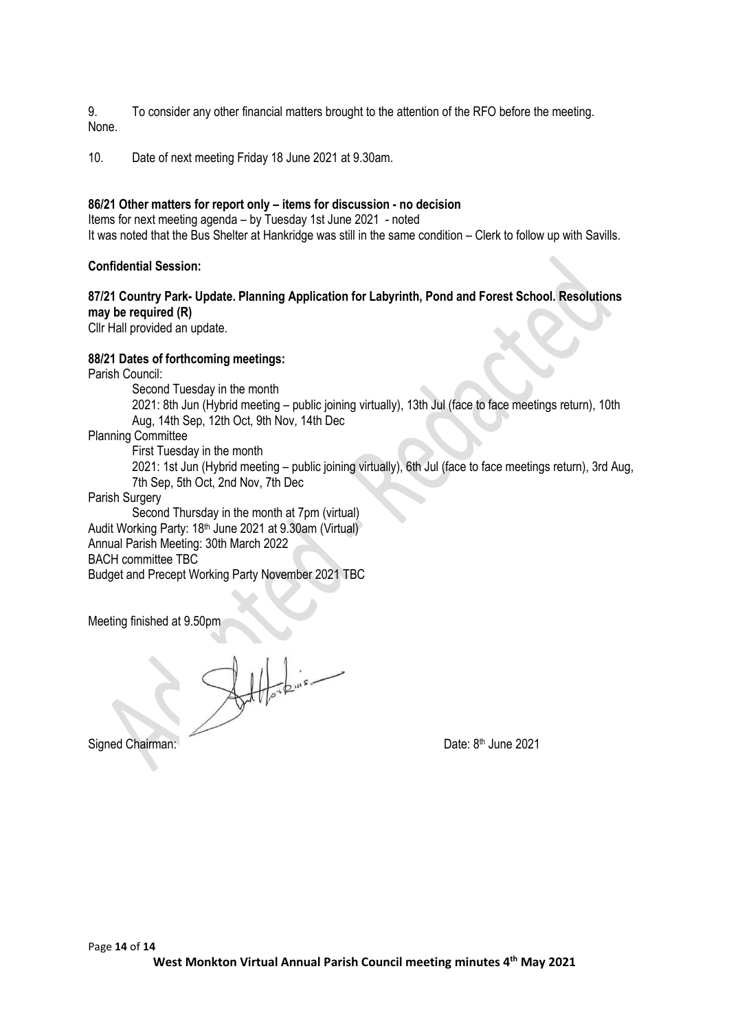9. To consider any other financial matters brought to the attention of the RFO before the meeting.
None.

10. Date of next meeting Friday 18 June 2021 at 9.30am.

**86/21 Other matters for report only – items for discussion - no decision**

Items for next meeting agenda – by Tuesday 1st June 2021 - noted

It was noted that the Bus Shelter at Hankridge was still in the same condition – Clerk to follow up with Savills.

**Confidential Session:**

**87/21 Country Park- Update. Planning Application for Labyrinth, Pond and Forest School. Resolutions may be required (R)**

Cllr Hall provided an update.

**88/21 Dates of forthcoming meetings:**

Parish Council:

Second Tuesday in the month

2021: 8th Jun (Hybrid meeting – public joining virtually), 13th Jul (face to face meetings return), 10th Aug, 14th Sep, 12th Oct, 9th Nov, 14th Dec

Planning Committee

First Tuesday in the month

2021: 1st Jun (Hybrid meeting – public joining virtually), 6th Jul (face to face meetings return), 3rd Aug, 7th Sep, 5th Oct, 2nd Nov, 7th Dec

Parish Surgery

Second Thursday in the month at 7pm (virtual)

Audit Working Party: 18th June 2021 at 9.30am (Virtual)

Annual Parish Meeting: 30th March 2022

BACH committee TBC

Budget and Precept Working Party November 2021 TBC

Meeting finished at 9.50pm

Signed Chairman: Date: 8th June 2021